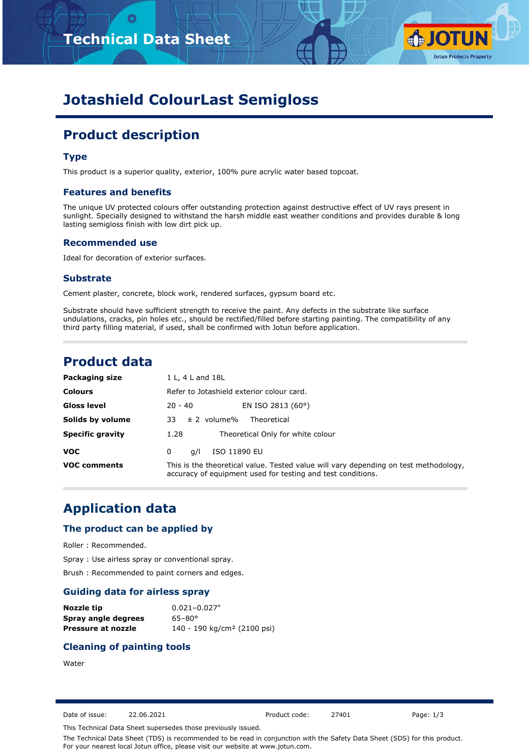# Jotashield ColourLast Semigloss

## Product description

### Type

This product is a superior quality, exterior, 100% pure acrylic water based topcoat.

### Features and benefits

The unique UV protected colours offer outstanding protection against destructive effect of UV rays present in sunlight. Specially designed to withstand the harsh middle east weather conditions and provides durable & long lasting semigloss finish with low dirt pick up.

### Recommended use

Ideal for decoration of exterior surfaces.

### Substrate

Cement plaster, concrete, block work, rendered surfaces, gypsum board etc.

Substrate should have sufficient strength to receive the paint. Any defects in the substrate like surface undulations, cracks, pin holes etc., should be rectified/filled before starting painting. The compatibility of any third party filling material, if used, shall be confirmed with Jotun before application.

## Product data

| | | |
|---|---|---|
| **Packaging size** | 1 L, 4 L and 18L | |
| **Colours** | Refer to Jotashield exterior colour card. | |
| **Gloss level** | 20 - 40 | EN ISO 2813 (60°) |
| **Solids by volume** | 33 ± 2 volume% | Theoretical |
| **Specific gravity** | 1.28 | Theoretical Only for white colour |
| **VOC** | 0 g/l | ISO 11890 EU |
| **VOC comments** | This is the theoretical value. Tested value will vary depending on test methodology, accuracy of equipment used for testing and test conditions. | |

## Application data

### The product can be applied by

Roller : Recommended.

Spray : Use airless spray or conventional spray.

Brush : Recommended to paint corners and edges.

### Guiding data for airless spray

| | |
|---|---|
| **Nozzle tip** | 0.021–0.027" |
| **Spray angle degrees** | 65–80° |
| **Pressure at nozzle** | 140 - 190 kg/cm² (2100 psi) |

### Cleaning of painting tools

Water

Date of issue: 22.06.2021 Product code: 27401

This Technical Data Sheet supersedes those previously issued.

The Technical Data Sheet (TDS) is recommended to be read in conjunction with the Safety Data Sheet (SDS) for this product. For your nearest local Jotun office, please visit our website at www.jotun.com.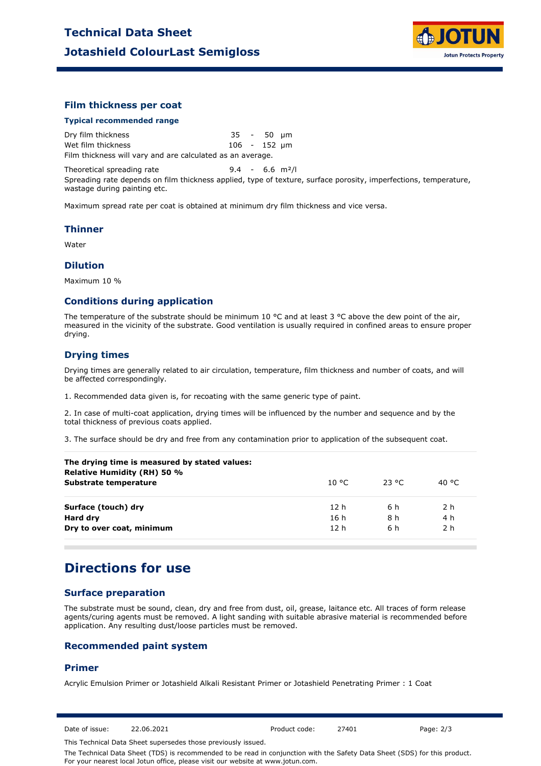## Film thickness per coat

### Typical recommended range

| | | |
|---|---|---|
| Dry film thickness | 35 - 50 | µm |
| Wet film thickness | 106 - 152 | µm |

Film thickness will vary and are calculated as an average.

| | | |
|---|---|---|
| Theoretical spreading rate | 9.4 - 6.6 | m²/l |

Spreading rate depends on film thickness applied, type of texture, surface porosity, imperfections, temperature, wastage during painting etc.

Maximum spread rate per coat is obtained at minimum dry film thickness and vice versa.

## Thinner

Water

## Dilution

Maximum 10 %

## Conditions during application

The temperature of the substrate should be minimum 10 °C and at least 3 °C above the dew point of the air, measured in the vicinity of the substrate. Good ventilation is usually required in confined areas to ensure proper drying.

## Drying times

Drying times are generally related to air circulation, temperature, film thickness and number of coats, and will be affected correspondingly.

1. Recommended data given is, for recoating with the same generic type of paint.

2. In case of multi-coat application, drying times will be influenced by the number and sequence and by the total thickness of previous coats applied.

3. The surface should be dry and free from any contamination prior to application of the subsequent coat.

| **The drying time is measured by stated values:**<br>**Relative Humidity (RH) 50 %**<br>**Substrate temperature** | 10 °C | 23 °C | 40 °C |
|---|---|---|---|
| **Surface (touch) dry** | 12 h | 6 h | 2 h |
| **Hard dry** | 16 h | 8 h | 4 h |
| **Dry to over coat, minimum** | 12 h | 6 h | 2 h |

# Directions for use

## Surface preparation

The substrate must be sound, clean, dry and free from dust, oil, grease, laitance etc. All traces of form release agents/curing agents must be removed. A light sanding with suitable abrasive material is recommended before application. Any resulting dust/loose particles must be removed.

## Recommended paint system

## Primer

Acrylic Emulsion Primer or Jotashield Alkali Resistant Primer or Jotashield Penetrating Primer : 1 Coat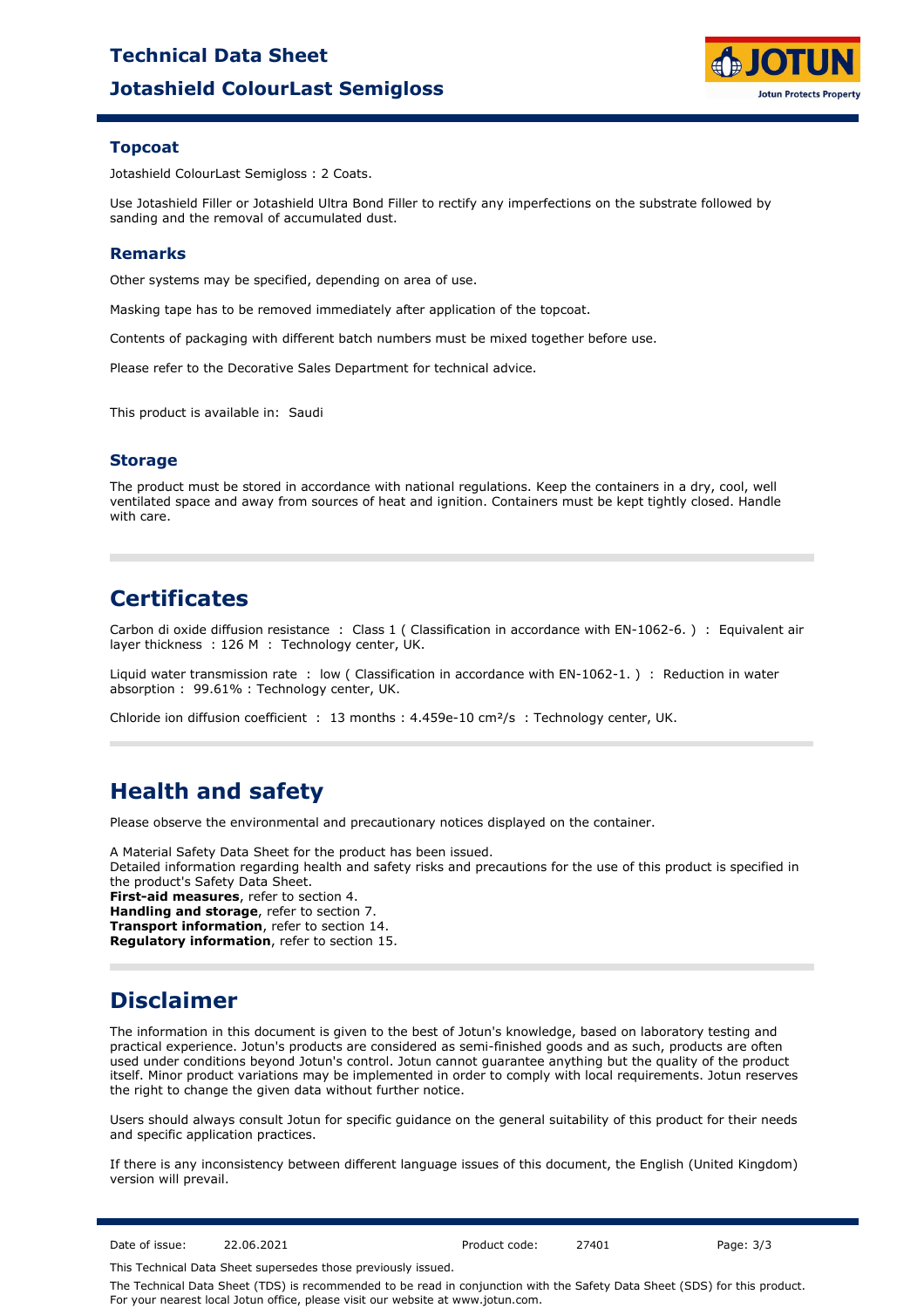### Topcoat

Jotashield ColourLast Semigloss : 2 Coats.

Use Jotashield Filler or Jotashield Ultra Bond Filler to rectify any imperfections on the substrate followed by sanding and the removal of accumulated dust.

### Remarks

Other systems may be specified, depending on area of use.

Masking tape has to be removed immediately after application of the topcoat.

Contents of packaging with different batch numbers must be mixed together before use.

Please refer to the Decorative Sales Department for technical advice.

This product is available in: Saudi

### Storage

The product must be stored in accordance with national regulations. Keep the containers in a dry, cool, well ventilated space and away from sources of heat and ignition. Containers must be kept tightly closed. Handle with care.

## Certificates

Carbon di oxide diffusion resistance : Class 1 ( Classification in accordance with EN-1062-6. ) : Equivalent air layer thickness : 126 M : Technology center, UK.

Liquid water transmission rate : low ( Classification in accordance with EN-1062-1. ) : Reduction in water absorption : 99.61% : Technology center, UK.

Chloride ion diffusion coefficient : 13 months : 4.459e-10 $cm^2/s$ : Technology center, UK.

## Health and safety

Please observe the environmental and precautionary notices displayed on the container.

A Material Safety Data Sheet for the product has been issued.
Detailed information regarding health and safety risks and precautions for the use of this product is specified in the product's Safety Data Sheet.
**First-aid measures**, refer to section 4.
**Handling and storage**, refer to section 7.
**Transport information**, refer to section 14.
**Regulatory information**, refer to section 15.

## Disclaimer

The information in this document is given to the best of Jotun's knowledge, based on laboratory testing and practical experience. Jotun's products are considered as semi-finished goods and as such, products are often used under conditions beyond Jotun's control. Jotun cannot guarantee anything but the quality of the product itself. Minor product variations may be implemented in order to comply with local requirements. Jotun reserves the right to change the given data without further notice.

Users should always consult Jotun for specific guidance on the general suitability of this product for their needs and specific application practices.

If there is any inconsistency between different language issues of this document, the English (United Kingdom) version will prevail.